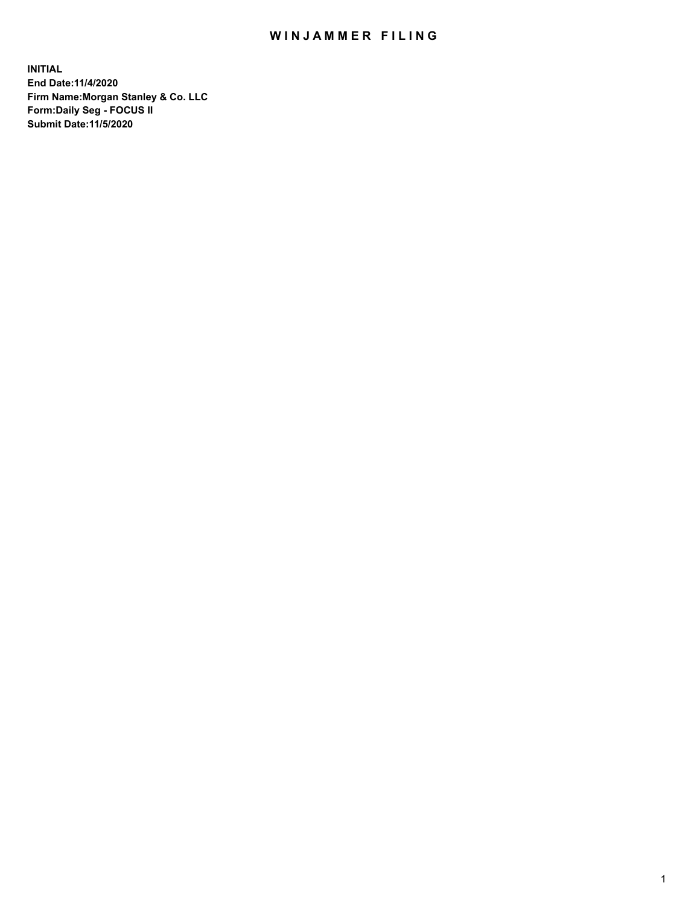# WINJAMMER FILING

**INITIAL**
**End Date:11/4/2020**
**Firm Name:Morgan Stanley & Co. LLC**
**Form:Daily Seg - FOCUS II**
**Submit Date:11/5/2020**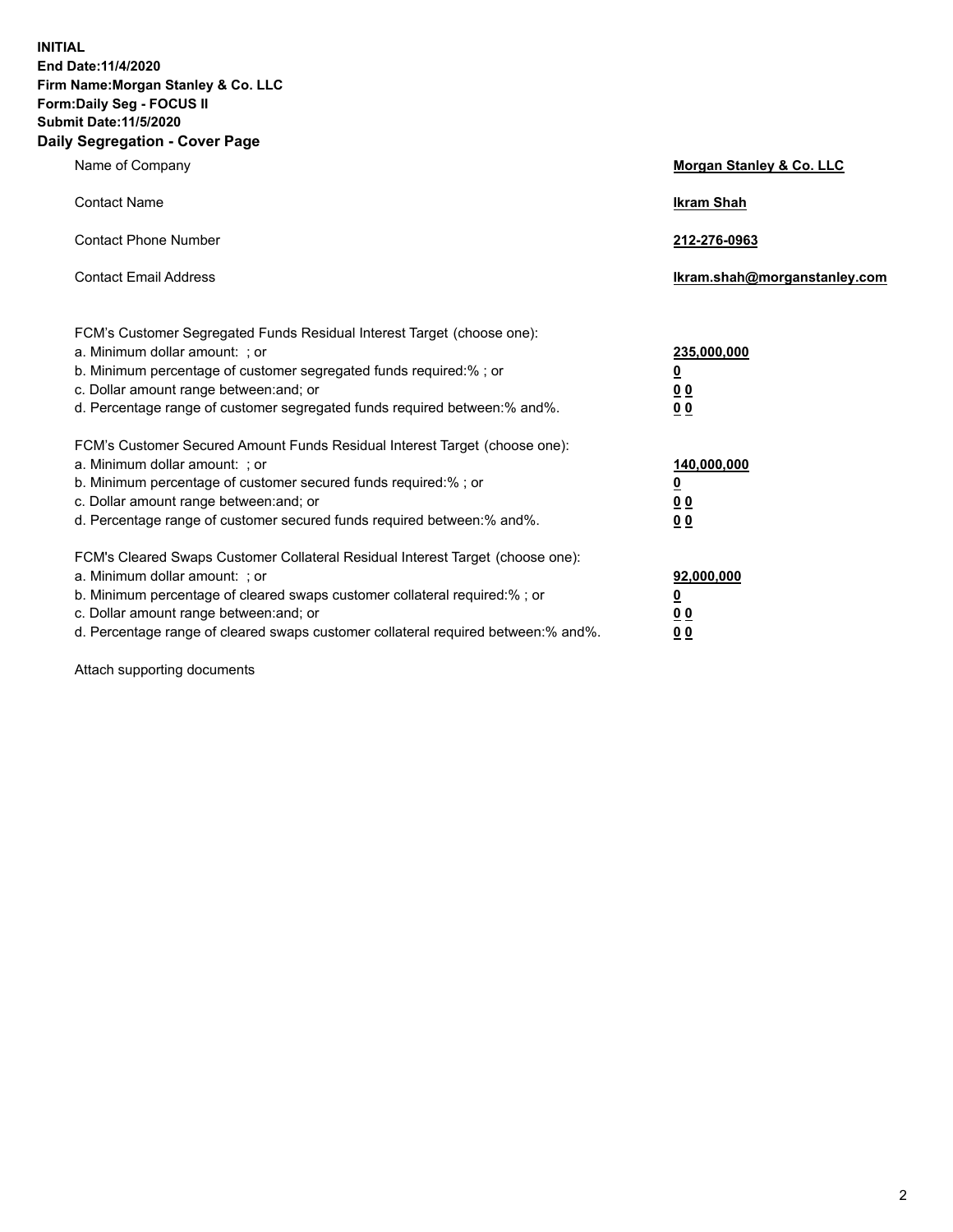**INITIAL**
**End Date:11/4/2020**
**Firm Name:Morgan Stanley & Co. LLC**
**Form:Daily Seg - FOCUS II**
**Submit Date:11/5/2020**

## Daily Segregation - Cover Page

| | |
|---|---|
| Name of Company | **Morgan Stanley & Co. LLC** |
| Contact Name | **Ikram Shah** |
| Contact Phone Number | **212-276-0963** |
| Contact Email Address | **Ikram.shah@morganstanley.com** |

| | |
|---|---|
| FCM's Customer Segregated Funds Residual Interest Target (choose one): | |
| a. Minimum dollar amount: ; or | **235,000,000** |
| b. Minimum percentage of customer segregated funds required:% ; or | **0** |
| c. Dollar amount range between:and; or | **0 0** |
| d. Percentage range of customer segregated funds required between:% and%. | **0 0** |
| FCM's Customer Secured Amount Funds Residual Interest Target (choose one): | |
| a. Minimum dollar amount: ; or | **140,000,000** |
| b. Minimum percentage of customer secured funds required:% ; or | **0** |
| c. Dollar amount range between:and; or | **0 0** |
| d. Percentage range of customer secured funds required between:% and%. | **0 0** |
| FCM's Cleared Swaps Customer Collateral Residual Interest Target (choose one): | |
| a. Minimum dollar amount: ; or | **92,000,000** |
| b. Minimum percentage of cleared swaps customer collateral required:% ; or | **0** |
| c. Dollar amount range between:and; or | **0 0** |
| d. Percentage range of cleared swaps customer collateral required between:% and%. | **0 0** |

Attach supporting documents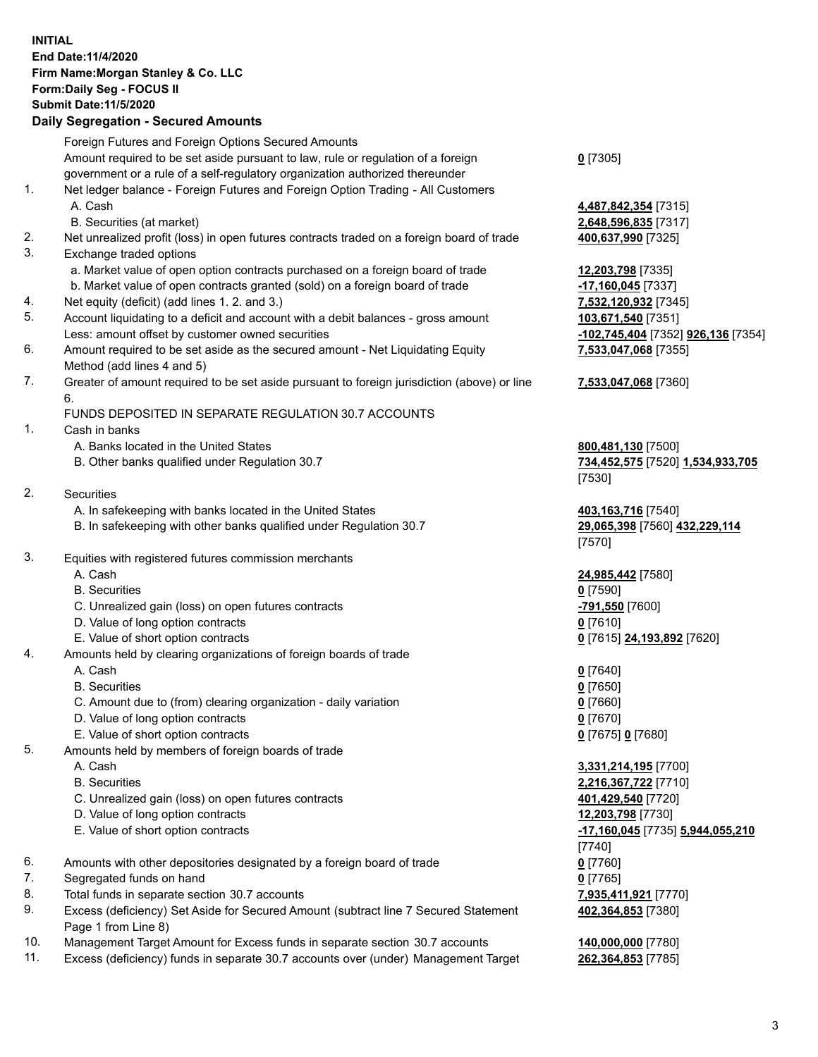**INITIAL**
**End Date:11/4/2020**
**Firm Name:Morgan Stanley & Co. LLC**
**Form:Daily Seg - FOCUS II**
**Submit Date:11/5/2020**

### Daily Segregation - Secured Amounts

| | | |
|---|---|---|
| | Foreign Futures and Foreign Options Secured Amounts | |
| | Amount required to be set aside pursuant to law, rule or regulation of a foreign government or a rule of a self-regulatory organization authorized thereunder | **0** [7305] |
| 1. | Net ledger balance - Foreign Futures and Foreign Option Trading - All Customers | |
| | A. Cash | **4,487,842,354** [7315] |
| | B. Securities (at market) | **2,648,596,835** [7317] |
| 2. | Net unrealized profit (loss) in open futures contracts traded on a foreign board of trade | **400,637,990** [7325] |
| 3. | Exchange traded options | |
| | a. Market value of open option contracts purchased on a foreign board of trade | **12,203,798** [7335] |
| | b. Market value of open contracts granted (sold) on a foreign board of trade | **-17,160,045** [7337] |
| 4. | Net equity (deficit) (add lines 1. 2. and 3.) | **7,532,120,932** [7345] |
| 5. | Account liquidating to a deficit and account with a debit balances - gross amount | **103,671,540** [7351] |
| | Less: amount offset by customer owned securities | **-102,745,404** [7352] **926,136** [7354] |
| 6. | Amount required to be set aside as the secured amount - Net Liquidating Equity Method (add lines 4 and 5) | **7,533,047,068** [7355] |
| 7. | Greater of amount required to be set aside pursuant to foreign jurisdiction (above) or line 6. | **7,533,047,068** [7360] |
| | FUNDS DEPOSITED IN SEPARATE REGULATION 30.7 ACCOUNTS | |
| 1. | Cash in banks | |
| | A. Banks located in the United States | **800,481,130** [7500] |
| | B. Other banks qualified under Regulation 30.7 | **734,452,575** [7520] **1,534,933,705** [7530] |
| 2. | Securities | |
| | A. In safekeeping with banks located in the United States | **403,163,716** [7540] |
| | B. In safekeeping with other banks qualified under Regulation 30.7 | **29,065,398** [7560] **432,229,114** [7570] |
| 3. | Equities with registered futures commission merchants | |
| | A. Cash | **24,985,442** [7580] |
| | B. Securities | **0** [7590] |
| | C. Unrealized gain (loss) on open futures contracts | **-791,550** [7600] |
| | D. Value of long option contracts | **0** [7610] |
| | E. Value of short option contracts | **0** [7615] **24,193,892** [7620] |
| 4. | Amounts held by clearing organizations of foreign boards of trade | |
| | A. Cash | **0** [7640] |
| | B. Securities | **0** [7650] |
| | C. Amount due to (from) clearing organization - daily variation | **0** [7660] |
| | D. Value of long option contracts | **0** [7670] |
| | E. Value of short option contracts | **0** [7675] **0** [7680] |
| 5. | Amounts held by members of foreign boards of trade | |
| | A. Cash | **3,331,214,195** [7700] |
| | B. Securities | **2,216,367,722** [7710] |
| | C. Unrealized gain (loss) on open futures contracts | **401,429,540** [7720] |
| | D. Value of long option contracts | **12,203,798** [7730] |
| | E. Value of short option contracts | **-17,160,045** [7735] **5,944,055,210** [7740] |
| 6. | Amounts with other depositories designated by a foreign board of trade | **0** [7760] |
| 7. | Segregated funds on hand | **0** [7765] |
| 8. | Total funds in separate section 30.7 accounts | **7,935,411,921** [7770] |
| 9. | Excess (deficiency) Set Aside for Secured Amount (subtract line 7 Secured Statement Page 1 from Line 8) | **402,364,853** [7380] |
| 10. | Management Target Amount for Excess funds in separate section 30.7 accounts | **140,000,000** [7780] |
| 11. | Excess (deficiency) funds in separate 30.7 accounts over (under) Management Target | **262,364,853** [7785] |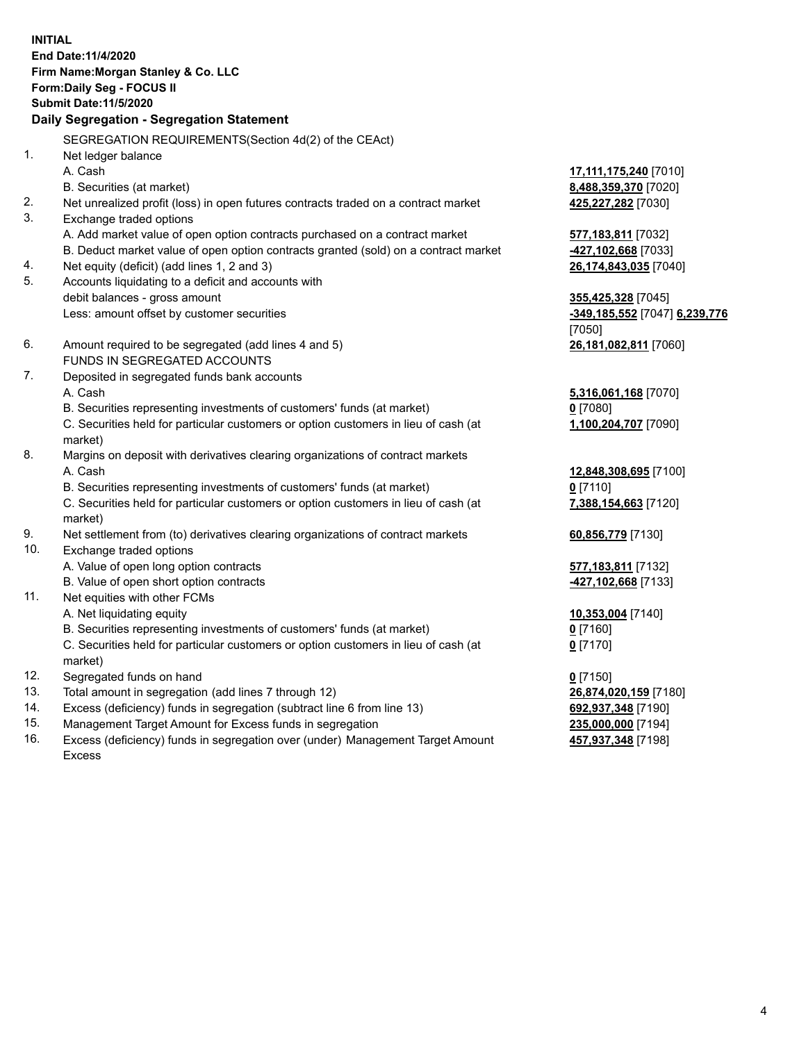**INITIAL**
**End Date:11/4/2020**
**Firm Name:Morgan Stanley & Co. LLC**
**Form:Daily Seg - FOCUS II**
**Submit Date:11/5/2020**

**Daily Segregation - Segregation Statement**

SEGREGATION REQUIREMENTS(Section 4d(2) of the CEAct)

| | | |
|---|---|---|
| 1. | Net ledger balance | |
| | A. Cash | **17,111,175,240** [7010] |
| | B. Securities (at market) | **8,488,359,370** [7020] |
| 2. | Net unrealized profit (loss) in open futures contracts traded on a contract market | **425,227,282** [7030] |
| 3. | Exchange traded options | |
| | A. Add market value of open option contracts purchased on a contract market | **577,183,811** [7032] |
| | B. Deduct market value of open option contracts granted (sold) on a contract market | **-427,102,668** [7033] |
| 4. | Net equity (deficit) (add lines 1, 2 and 3) | **26,174,843,035** [7040] |
| 5. | Accounts liquidating to a deficit and accounts with debit balances - gross amount | **355,425,328** [7045] |
| | Less: amount offset by customer securities | **-349,185,552** [7047] **6,239,776** [7050] |
| 6. | Amount required to be segregated (add lines 4 and 5) | **26,181,082,811** [7060] |
| | FUNDS IN SEGREGATED ACCOUNTS | |
| 7. | Deposited in segregated funds bank accounts | |
| | A. Cash | **5,316,061,168** [7070] |
| | B. Securities representing investments of customers' funds (at market) | **0** [7080] |
| | C. Securities held for particular customers or option customers in lieu of cash (at market) | **1,100,204,707** [7090] |
| 8. | Margins on deposit with derivatives clearing organizations of contract markets | |
| | A. Cash | **12,848,308,695** [7100] |
| | B. Securities representing investments of customers' funds (at market) | **0** [7110] |
| | C. Securities held for particular customers or option customers in lieu of cash (at market) | **7,388,154,663** [7120] |
| 9. | Net settlement from (to) derivatives clearing organizations of contract markets | **60,856,779** [7130] |
| 10. | Exchange traded options | |
| | A. Value of open long option contracts | **577,183,811** [7132] |
| | B. Value of open short option contracts | **-427,102,668** [7133] |
| 11. | Net equities with other FCMs | |
| | A. Net liquidating equity | **10,353,004** [7140] |
| | B. Securities representing investments of customers' funds (at market) | **0** [7160] |
| | C. Securities held for particular customers or option customers in lieu of cash (at market) | **0** [7170] |
| 12. | Segregated funds on hand | **0** [7150] |
| 13. | Total amount in segregation (add lines 7 through 12) | **26,874,020,159** [7180] |
| 14. | Excess (deficiency) funds in segregation (subtract line 6 from line 13) | **692,937,348** [7190] |
| 15. | Management Target Amount for Excess funds in segregation | **235,000,000** [7194] |
| 16. | Excess (deficiency) funds in segregation over (under) Management Target Amount Excess | **457,937,348** [7198] |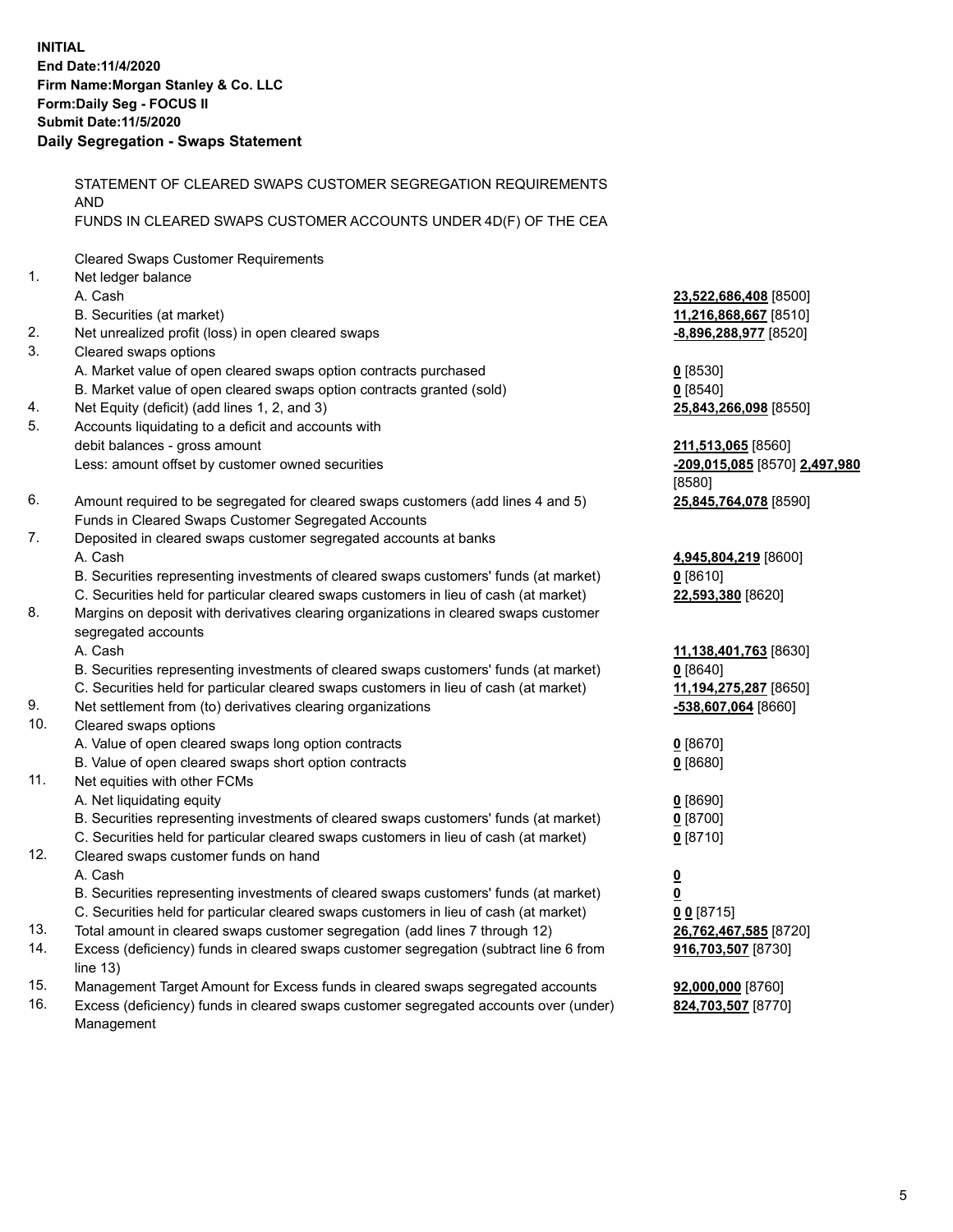**INITIAL**
**End Date:11/4/2020**
**Firm Name:Morgan Stanley & Co. LLC**
**Form:Daily Seg - FOCUS II**
**Submit Date:11/5/2020**
**Daily Segregation - Swaps Statement**

STATEMENT OF CLEARED SWAPS CUSTOMER SEGREGATION REQUIREMENTS AND FUNDS IN CLEARED SWAPS CUSTOMER ACCOUNTS UNDER 4D(F) OF THE CEA

| | | |
|---|---|---|
| | Cleared Swaps Customer Requirements | |
| 1. | Net ledger balance | |
| | A. Cash | **23,522,686,408** [8500] |
| | B. Securities (at market) | **11,216,868,667** [8510] |
| 2. | Net unrealized profit (loss) in open cleared swaps | **-8,896,288,977** [8520] |
| 3. | Cleared swaps options | |
| | A. Market value of open cleared swaps option contracts purchased | **0** [8530] |
| | B. Market value of open cleared swaps option contracts granted (sold) | **0** [8540] |
| 4. | Net Equity (deficit) (add lines 1, 2, and 3) | **25,843,266,098** [8550] |
| 5. | Accounts liquidating to a deficit and accounts with debit balances - gross amount | **211,513,065** [8560] |
| | Less: amount offset by customer owned securities | **-209,015,085** [8570] **2,497,980** [8580] |
| 6. | Amount required to be segregated for cleared swaps customers (add lines 4 and 5) | **25,845,764,078** [8590] |
| | Funds in Cleared Swaps Customer Segregated Accounts | |
| 7. | Deposited in cleared swaps customer segregated accounts at banks | |
| | A. Cash | **4,945,804,219** [8600] |
| | B. Securities representing investments of cleared swaps customers' funds (at market) | **0** [8610] |
| | C. Securities held for particular cleared swaps customers in lieu of cash (at market) | **22,593,380** [8620] |
| 8. | Margins on deposit with derivatives clearing organizations in cleared swaps customer segregated accounts | |
| | A. Cash | **11,138,401,763** [8630] |
| | B. Securities representing investments of cleared swaps customers' funds (at market) | **0** [8640] |
| | C. Securities held for particular cleared swaps customers in lieu of cash (at market) | **11,194,275,287** [8650] |
| 9. | Net settlement from (to) derivatives clearing organizations | **-538,607,064** [8660] |
| 10. | Cleared swaps options | |
| | A. Value of open cleared swaps long option contracts | **0** [8670] |
| | B. Value of open cleared swaps short option contracts | **0** [8680] |
| 11. | Net equities with other FCMs | |
| | A. Net liquidating equity | **0** [8690] |
| | B. Securities representing investments of cleared swaps customers' funds (at market) | **0** [8700] |
| | C. Securities held for particular cleared swaps customers in lieu of cash (at market) | **0** [8710] |
| 12. | Cleared swaps customer funds on hand | |
| | A. Cash | **0** |
| | B. Securities representing investments of cleared swaps customers' funds (at market) | **0** |
| | C. Securities held for particular cleared swaps customers in lieu of cash (at market) | **0** **0** [8715] |
| 13. | Total amount in cleared swaps customer segregation (add lines 7 through 12) | **26,762,467,585** [8720] |
| 14. | Excess (deficiency) funds in cleared swaps customer segregation (subtract line 6 from line 13) | **916,703,507** [8730] |
| 15. | Management Target Amount for Excess funds in cleared swaps segregated accounts | **92,000,000** [8760] |
| 16. | Excess (deficiency) funds in cleared swaps customer segregated accounts over (under) Management | **824,703,507** [8770] |